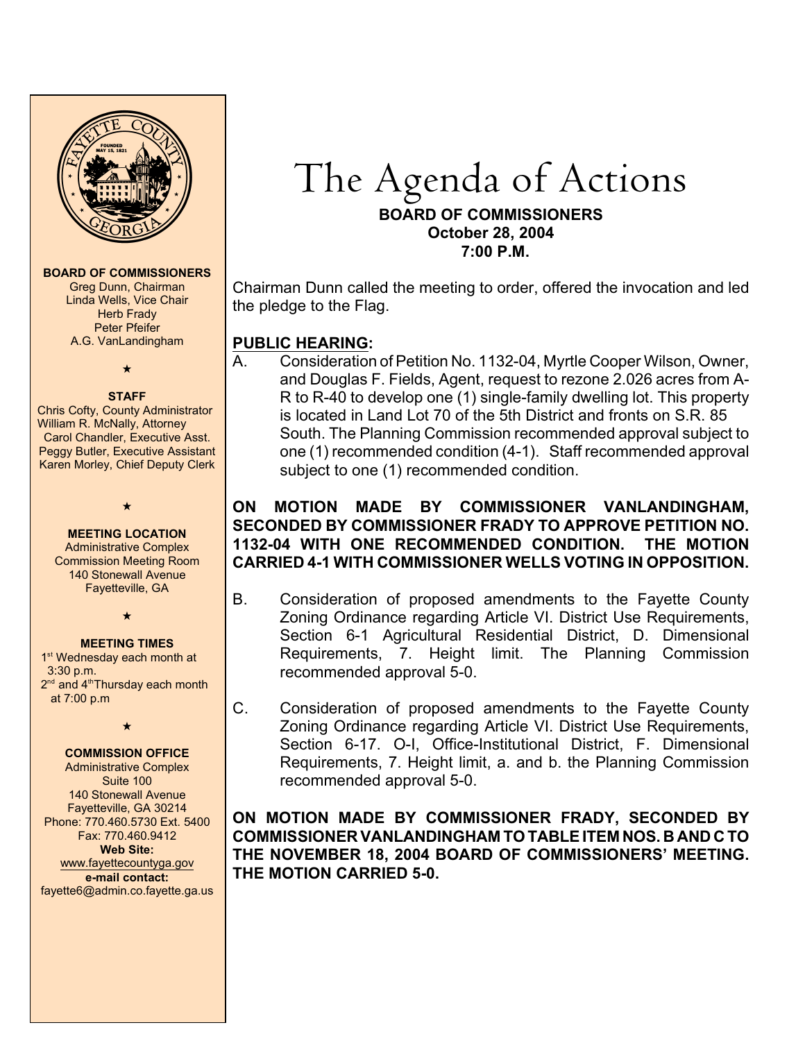**BOARD OF COMMISSIONERS**
Greg Dunn, Chairman
Linda Wells, Vice Chair
Herb Frady
Peter Pfeifer
A.G. VanLandingham

★

**STAFF**
Chris Cofty, County Administrator
William R. McNally, Attorney
Carol Chandler, Executive Asst.
Peggy Butler, Executive Assistant
Karen Morley, Chief Deputy Clerk

★

**MEETING LOCATION**
Administrative Complex
Commission Meeting Room
140 Stonewall Avenue
Fayetteville, GA

★

**MEETING TIMES**
1st Wednesday each month at 3:30 p.m.
2nd and 4th Thursday each month at 7:00 p.m

★

**COMMISSION OFFICE**
Administrative Complex
Suite 100
140 Stonewall Avenue
Fayetteville, GA 30214
Phone: 770.460.5730 Ext. 5400
Fax: 770.460.9412
**Web Site:**
www.fayettecountyga.gov
**e-mail contact:**
fayette6@admin.co.fayette.ga.us

# The Agenda of Actions

**BOARD OF COMMISSIONERS**
**October 28, 2004**
**7:00 P.M.**

Chairman Dunn called the meeting to order, offered the invocation and led the pledge to the Flag.

## PUBLIC HEARING:

A. Consideration of Petition No. 1132-04, Myrtle Cooper Wilson, Owner, and Douglas F. Fields, Agent, request to rezone 2.026 acres from A-R to R-40 to develop one (1) single-family dwelling lot. This property is located in Land Lot 70 of the 5th District and fronts on S.R. 85 South. The Planning Commission recommended approval subject to one (1) recommended condition (4-1). Staff recommended approval subject to one (1) recommended condition.

**ON MOTION MADE BY COMMISSIONER VANLANDINGHAM, SECONDED BY COMMISSIONER FRADY TO APPROVE PETITION NO. 1132-04 WITH ONE RECOMMENDED CONDITION. THE MOTION CARRIED 4-1 WITH COMMISSIONER WELLS VOTING IN OPPOSITION.**

B. Consideration of proposed amendments to the Fayette County Zoning Ordinance regarding Article VI. District Use Requirements, Section 6-1 Agricultural Residential District, D. Dimensional Requirements, 7. Height limit. The Planning Commission recommended approval 5-0.

C. Consideration of proposed amendments to the Fayette County Zoning Ordinance regarding Article VI. District Use Requirements, Section 6-17. O-I, Office-Institutional District, F. Dimensional Requirements, 7. Height limit, a. and b. the Planning Commission recommended approval 5-0.

**ON MOTION MADE BY COMMISSIONER FRADY, SECONDED BY COMMISSIONER VANLANDINGHAM TO TABLE ITEM NOS. B AND C TO THE NOVEMBER 18, 2004 BOARD OF COMMISSIONERS' MEETING. THE MOTION CARRIED 5-0.**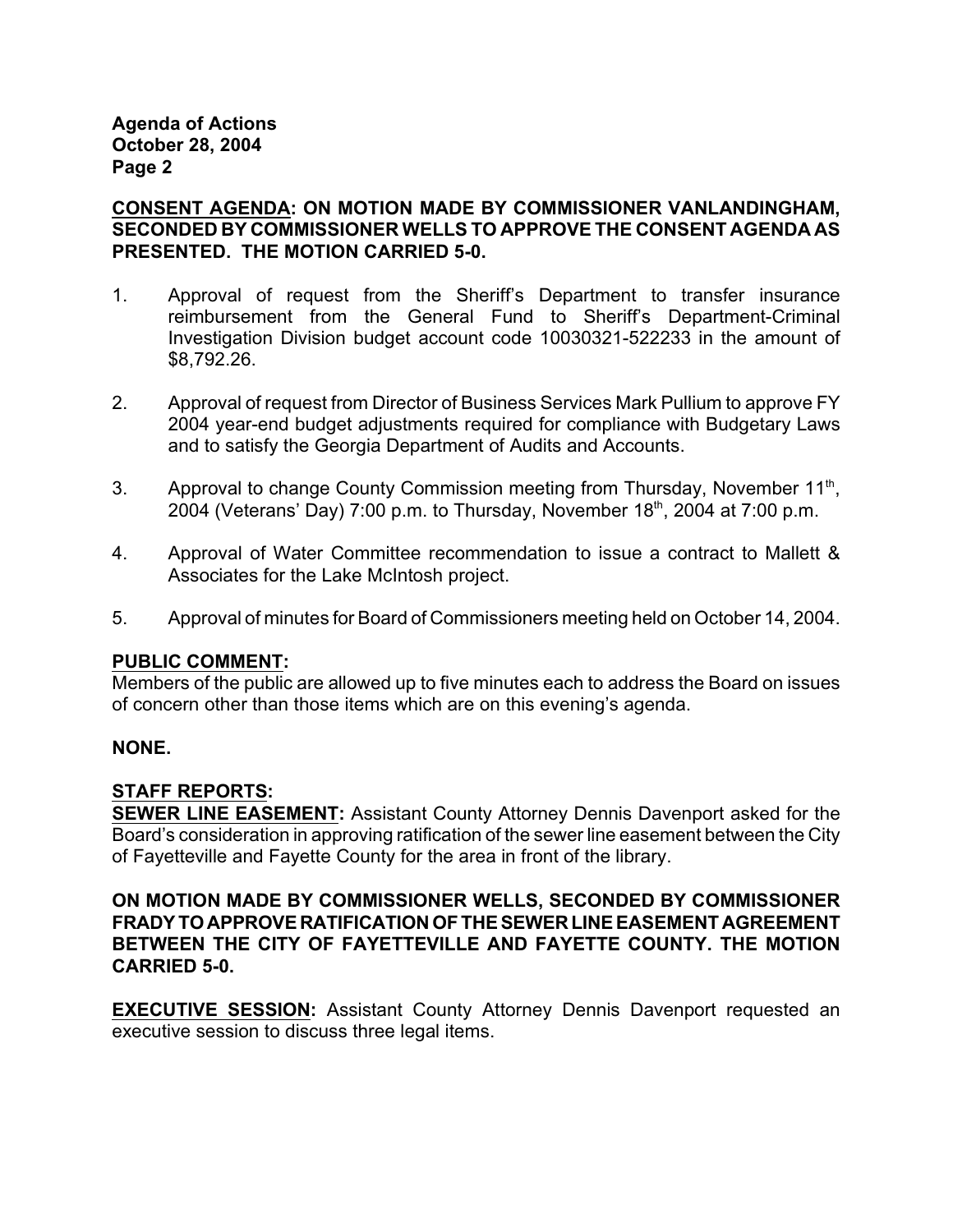**CONSENT AGENDA: ON MOTION MADE BY COMMISSIONER VANLANDINGHAM, SECONDED BY COMMISSIONER WELLS TO APPROVE THE CONSENT AGENDA AS PRESENTED. THE MOTION CARRIED 5-0.**

1. Approval of request from the Sheriff's Department to transfer insurance reimbursement from the General Fund to Sheriff's Department-Criminal Investigation Division budget account code 10030321-522233 in the amount of $8,792.26.

2. Approval of request from Director of Business Services Mark Pullium to approve FY 2004 year-end budget adjustments required for compliance with Budgetary Laws and to satisfy the Georgia Department of Audits and Accounts.

3. Approval to change County Commission meeting from Thursday, November 11th, 2004 (Veterans' Day) 7:00 p.m. to Thursday, November 18th, 2004 at 7:00 p.m.

4. Approval of Water Committee recommendation to issue a contract to Mallett & Associates for the Lake McIntosh project.

5. Approval of minutes for Board of Commissioners meeting held on October 14, 2004.

**PUBLIC COMMENT:**
Members of the public are allowed up to five minutes each to address the Board on issues of concern other than those items which are on this evening's agenda.

**NONE.**

**STAFF REPORTS:**
**SEWER LINE EASEMENT:** Assistant County Attorney Dennis Davenport asked for the Board's consideration in approving ratification of the sewer line easement between the City of Fayetteville and Fayette County for the area in front of the library.

**ON MOTION MADE BY COMMISSIONER WELLS, SECONDED BY COMMISSIONER FRADY TO APPROVE RATIFICATION OF THE SEWER LINE EASEMENT AGREEMENT BETWEEN THE CITY OF FAYETTEVILLE AND FAYETTE COUNTY. THE MOTION CARRIED 5-0.**

**EXECUTIVE SESSION:** Assistant County Attorney Dennis Davenport requested an executive session to discuss three legal items.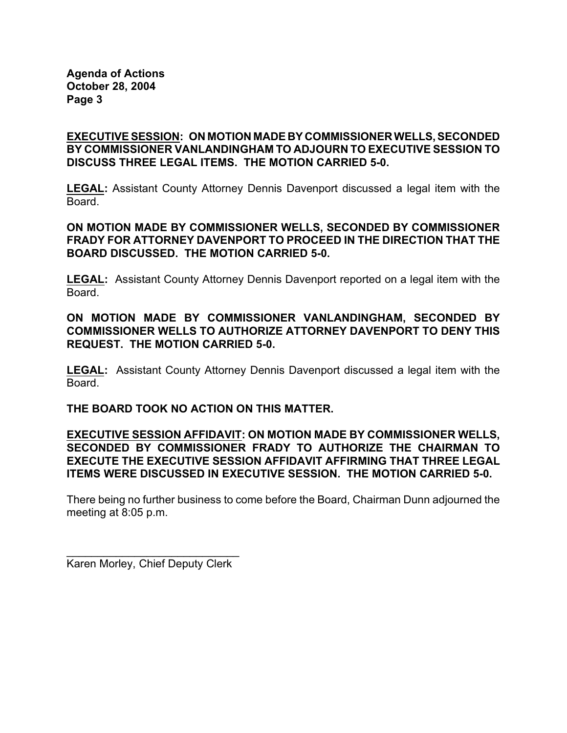**EXECUTIVE SESSION: ON MOTION MADE BY COMMISSIONER WELLS, SECONDED BY COMMISSIONER VANLANDINGHAM TO ADJOURN TO EXECUTIVE SESSION TO DISCUSS THREE LEGAL ITEMS. THE MOTION CARRIED 5-0.**

**LEGAL:** Assistant County Attorney Dennis Davenport discussed a legal item with the Board.

**ON MOTION MADE BY COMMISSIONER WELLS, SECONDED BY COMMISSIONER FRADY FOR ATTORNEY DAVENPORT TO PROCEED IN THE DIRECTION THAT THE BOARD DISCUSSED. THE MOTION CARRIED 5-0.**

**LEGAL:** Assistant County Attorney Dennis Davenport reported on a legal item with the Board.

**ON MOTION MADE BY COMMISSIONER VANLANDINGHAM, SECONDED BY COMMISSIONER WELLS TO AUTHORIZE ATTORNEY DAVENPORT TO DENY THIS REQUEST. THE MOTION CARRIED 5-0.**

**LEGAL:** Assistant County Attorney Dennis Davenport discussed a legal item with the Board.

**THE BOARD TOOK NO ACTION ON THIS MATTER.**

**EXECUTIVE SESSION AFFIDAVIT: ON MOTION MADE BY COMMISSIONER WELLS, SECONDED BY COMMISSIONER FRADY TO AUTHORIZE THE CHAIRMAN TO EXECUTE THE EXECUTIVE SESSION AFFIDAVIT AFFIRMING THAT THREE LEGAL ITEMS WERE DISCUSSED IN EXECUTIVE SESSION. THE MOTION CARRIED 5-0.**

There being no further business to come before the Board, Chairman Dunn adjourned the meeting at 8:05 p.m.

___________________________
Karen Morley, Chief Deputy Clerk